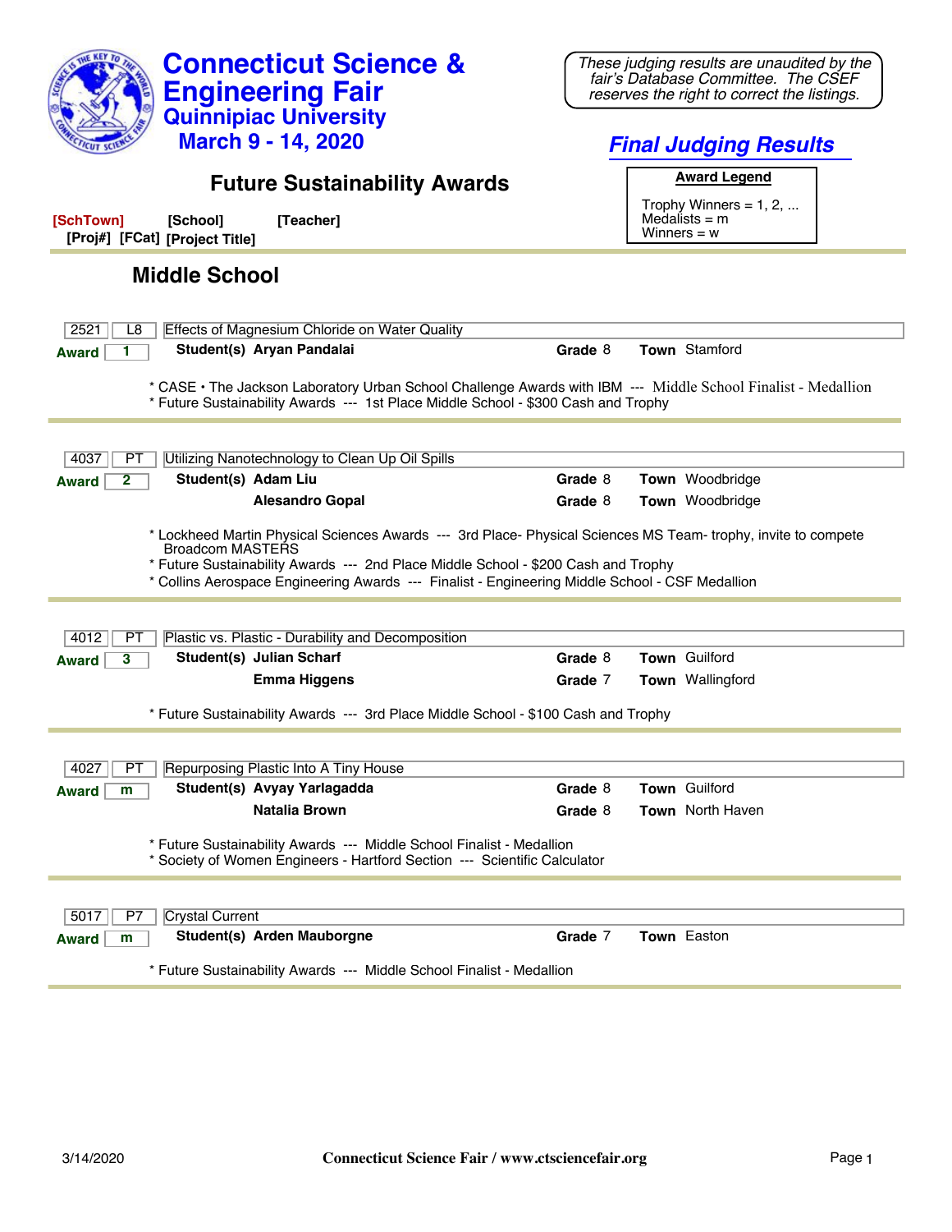# Connecticut Science & Engineering Fair

## Quinnipiac University

## March 9 - 14, 2020

*These judging results are unaudited by the fair's Database Committee. The CSEF reserves the right to correct the listings.*

***Final Judging Results***

## Future Sustainability Awards

**Award Legend**

Trophy Winners = 1, 2, ...
Medalists = m
Winners = w

**[SchTown]** **[School]** **[Teacher]**
**[Proj#]** **[FCat]** **[Project Title]**

### Middle School

---

2521 | L8 | Effects of Magnesium Chloride on Water Quality

**Award** 1 — **Student(s)** **Aryan Pandalai** — **Grade** 8 — **Town** Stamford

* CASE • The Jackson Laboratory Urban School Challenge Awards with IBM --- Middle School Finalist - Medallion
* Future Sustainability Awards --- 1st Place Middle School - $300 Cash and Trophy

---

4037 | PT | Utilizing Nanotechnology to Clean Up Oil Spills

**Award** 2 — **Student(s)** **Adam Liu** — **Grade** 8 — **Town** Woodbridge
**Alesandro Gopal** — **Grade** 8 — **Town** Woodbridge

* Lockheed Martin Physical Sciences Awards --- 3rd Place- Physical Sciences MS Team- trophy, invite to compete Broadcom MASTERS
* Future Sustainability Awards --- 2nd Place Middle School - $200 Cash and Trophy
* Collins Aerospace Engineering Awards --- Finalist - Engineering Middle School - CSF Medallion

---

4012 | PT | Plastic vs. Plastic - Durability and Decomposition

**Award** 3 — **Student(s)** **Julian Scharf** — **Grade** 8 — **Town** Guilford
**Emma Higgens** — **Grade** 7 — **Town** Wallingford

* Future Sustainability Awards --- 3rd Place Middle School - $100 Cash and Trophy

---

4027 | PT | Repurposing Plastic Into A Tiny House

**Award** m — **Student(s)** **Avyay Yarlagadda** — **Grade** 8 — **Town** Guilford
**Natalia Brown** — **Grade** 8 — **Town** North Haven

* Future Sustainability Awards --- Middle School Finalist - Medallion
* Society of Women Engineers - Hartford Section --- Scientific Calculator

---

5017 | P7 | Crystal Current

**Award** m — **Student(s)** **Arden Mauborgne** — **Grade** 7 — **Town** Easton

* Future Sustainability Awards --- Middle School Finalist - Medallion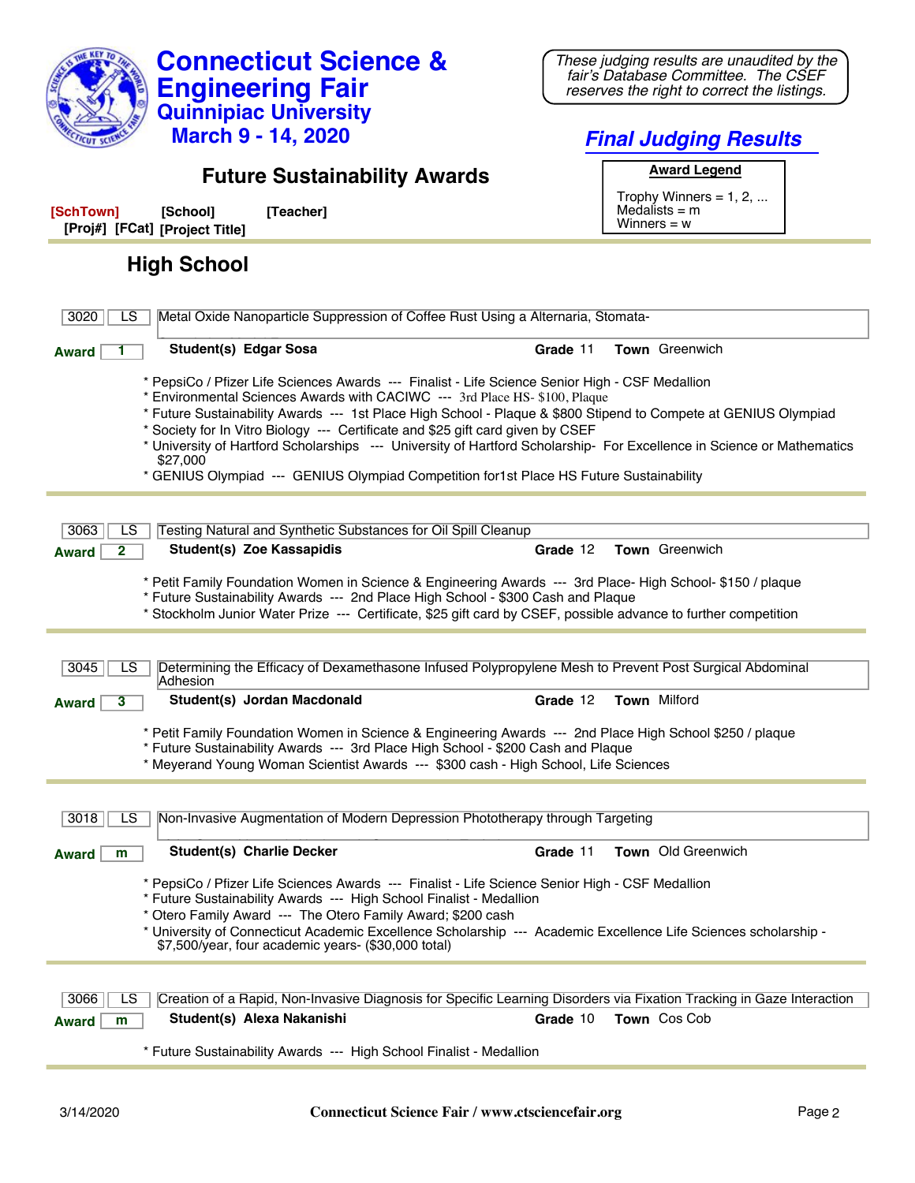# Connecticut Science & Engineering Fair

## Quinnipiac University

## March 9 - 14, 2020

*These judging results are unaudited by the fair's Database Committee. The CSEF reserves the right to correct the listings.*

## *Final Judging Results*

## Future Sustainability Awards

**Award Legend**

Trophy Winners = 1, 2, ...
Medalists = m
Winners = w

[SchTown] [School] [Teacher]
[Proj#] [FCat] [Project Title]

### High School

---

**3020** | **LS** | Metal Oxide Nanoparticle Suppression of Coffee Rust Using a Alternaria, Stomata-

**Award** 1 — **Student(s)** Edgar Sosa — **Grade** 11 — **Town** Greenwich

- PepsiCo / Pfizer Life Sciences Awards --- Finalist - Life Science Senior High - CSF Medallion
- Environmental Sciences Awards with CACIWC --- 3rd Place HS- $100, Plaque
- Future Sustainability Awards --- 1st Place High School - Plaque & $800 Stipend to Compete at GENIUS Olympiad
- Society for In Vitro Biology --- Certificate and $25 gift card given by CSEF
- University of Hartford Scholarships --- University of Hartford Scholarship- For Excellence in Science or Mathematics $27,000
- GENIUS Olympiad --- GENIUS Olympiad Competition for1st Place HS Future Sustainability

---

**3063** | **LS** | Testing Natural and Synthetic Substances for Oil Spill Cleanup

**Award** 2 — **Student(s)** Zoe Kassapidis — **Grade** 12 — **Town** Greenwich

- Petit Family Foundation Women in Science & Engineering Awards --- 3rd Place- High School- $150 / plaque
- Future Sustainability Awards --- 2nd Place High School - $300 Cash and Plaque
- Stockholm Junior Water Prize --- Certificate, $25 gift card by CSEF, possible advance to further competition

---

**3045** | **LS** | Determining the Efficacy of Dexamethasone Infused Polypropylene Mesh to Prevent Post Surgical Abdominal Adhesion

**Award** 3 — **Student(s)** Jordan Macdonald — **Grade** 12 — **Town** Milford

- Petit Family Foundation Women in Science & Engineering Awards --- 2nd Place High School $250 / plaque
- Future Sustainability Awards --- 3rd Place High School - $200 Cash and Plaque
- Meyerand Young Woman Scientist Awards --- $300 cash - High School, Life Sciences

---

**3018** | **LS** | Non-Invasive Augmentation of Modern Depression Phototherapy through Targeting

**Award** m — **Student(s)** Charlie Decker — **Grade** 11 — **Town** Old Greenwich

- PepsiCo / Pfizer Life Sciences Awards --- Finalist - Life Science Senior High - CSF Medallion
- Future Sustainability Awards --- High School Finalist - Medallion
- Otero Family Award --- The Otero Family Award; $200 cash
- University of Connecticut Academic Excellence Scholarship --- Academic Excellence Life Sciences scholarship - $7,500/year, four academic years- ($30,000 total)

---

**3066** | **LS** | Creation of a Rapid, Non-Invasive Diagnosis for Specific Learning Disorders via Fixation Tracking in Gaze Interaction

**Award** m — **Student(s)** Alexa Nakanishi — **Grade** 10 — **Town** Cos Cob

- Future Sustainability Awards --- High School Finalist - Medallion